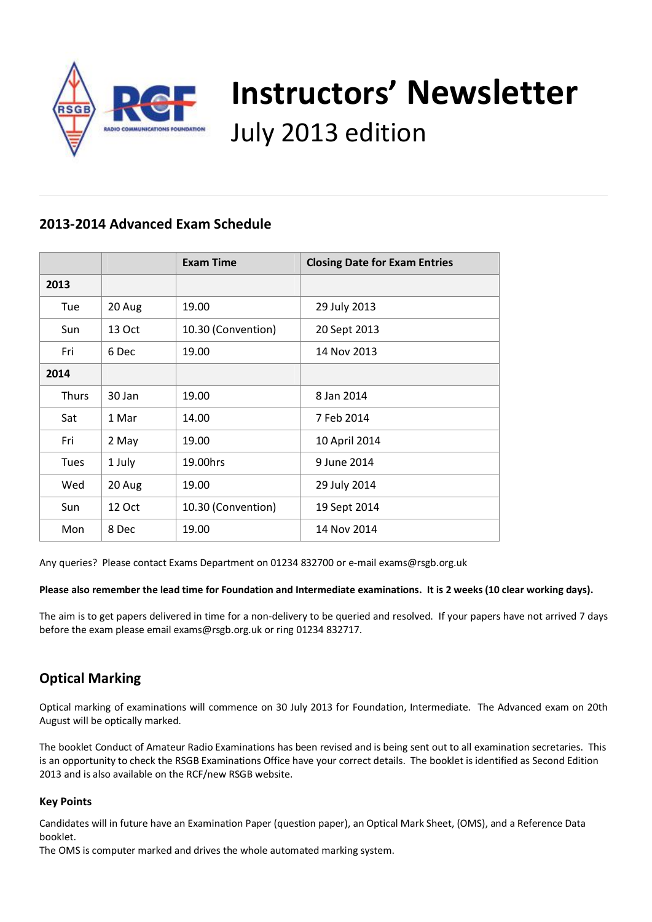# Instructors' Newsletter

July 2013 edition

## 2013-2014 Advanced Exam Schedule

| | | Exam Time | Closing Date for Exam Entries |
|---|---|---|---|
| **2013** | | | |
| Tue | 20 Aug | 19.00 | 29 July 2013 |
| Sun | 13 Oct | 10.30 (Convention) | 20 Sept 2013 |
| Fri | 6 Dec | 19.00 | 14 Nov 2013 |
| **2014** | | | |
| Thurs | 30 Jan | 19.00 | 8 Jan 2014 |
| Sat | 1 Mar | 14.00 | 7 Feb 2014 |
| Fri | 2 May | 19.00 | 10 April 2014 |
| Tues | 1 July | 19.00hrs | 9 June 2014 |
| Wed | 20 Aug | 19.00 | 29 July 2014 |
| Sun | 12 Oct | 10.30 (Convention) | 19 Sept 2014 |
| Mon | 8 Dec | 19.00 | 14 Nov 2014 |

Any queries? Please contact Exams Department on 01234 832700 or e-mail exams@rsgb.org.uk

**Please also remember the lead time for Foundation and Intermediate examinations. It is 2 weeks (10 clear working days).**

The aim is to get papers delivered in time for a non-delivery to be queried and resolved. If your papers have not arrived 7 days before the exam please email exams@rsgb.org.uk or ring 01234 832717.

## Optical Marking

Optical marking of examinations will commence on 30 July 2013 for Foundation, Intermediate. The Advanced exam on 20th August will be optically marked.

The booklet Conduct of Amateur Radio Examinations has been revised and is being sent out to all examination secretaries. This is an opportunity to check the RSGB Examinations Office have your correct details. The booklet is identified as Second Edition 2013 and is also available on the RCF/new RSGB website.

### Key Points

Candidates will in future have an Examination Paper (question paper), an Optical Mark Sheet, (OMS), and a Reference Data booklet.
The OMS is computer marked and drives the whole automated marking system.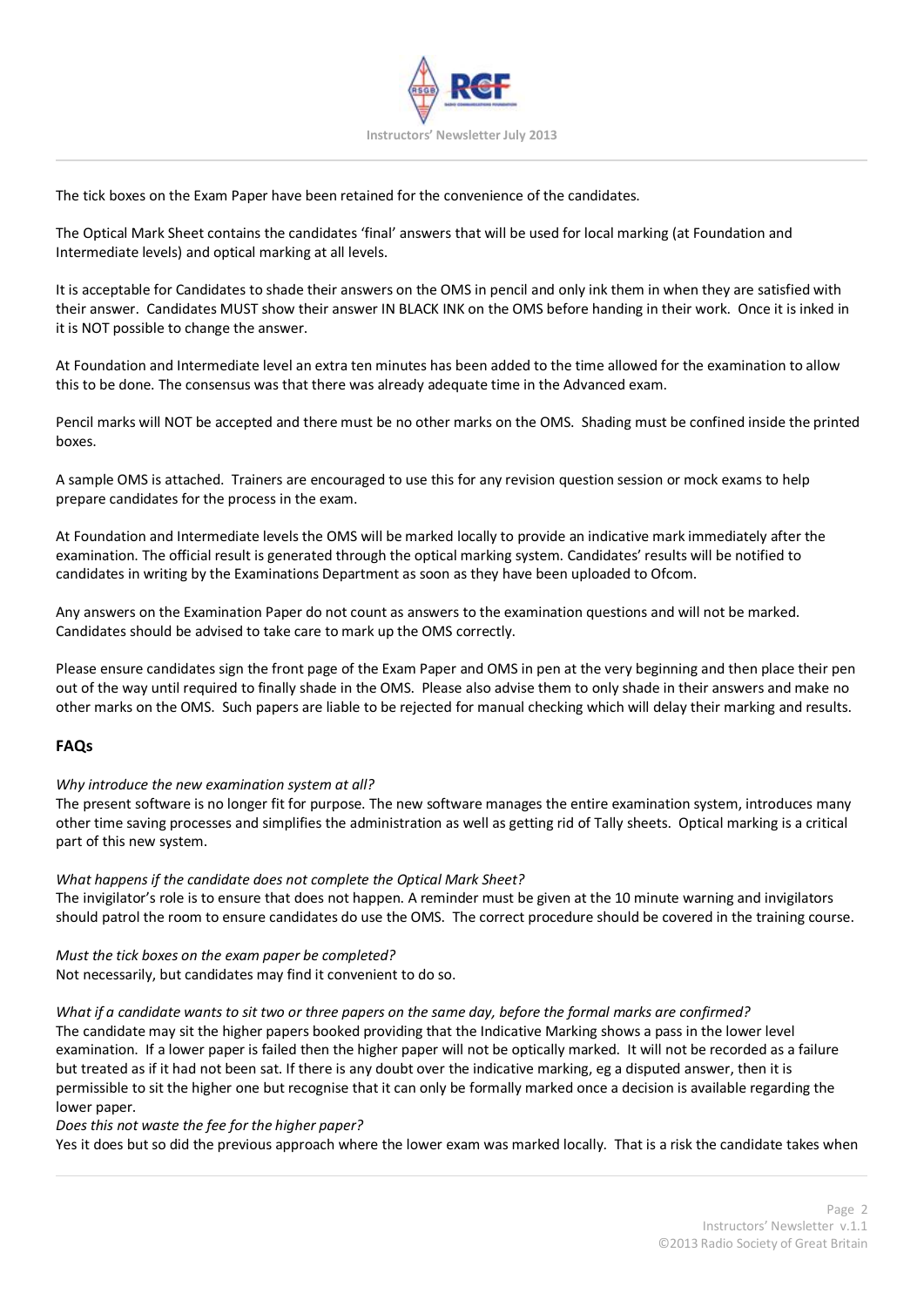The tick boxes on the Exam Paper have been retained for the convenience of the candidates.

The Optical Mark Sheet contains the candidates 'final' answers that will be used for local marking (at Foundation and Intermediate levels) and optical marking at all levels.

It is acceptable for Candidates to shade their answers on the OMS in pencil and only ink them in when they are satisfied with their answer. Candidates MUST show their answer IN BLACK INK on the OMS before handing in their work. Once it is inked in it is NOT possible to change the answer.

At Foundation and Intermediate level an extra ten minutes has been added to the time allowed for the examination to allow this to be done. The consensus was that there was already adequate time in the Advanced exam.

Pencil marks will NOT be accepted and there must be no other marks on the OMS. Shading must be confined inside the printed boxes.

A sample OMS is attached. Trainers are encouraged to use this for any revision question session or mock exams to help prepare candidates for the process in the exam.

At Foundation and Intermediate levels the OMS will be marked locally to provide an indicative mark immediately after the examination. The official result is generated through the optical marking system. Candidates' results will be notified to candidates in writing by the Examinations Department as soon as they have been uploaded to Ofcom.

Any answers on the Examination Paper do not count as answers to the examination questions and will not be marked. Candidates should be advised to take care to mark up the OMS correctly.

Please ensure candidates sign the front page of the Exam Paper and OMS in pen at the very beginning and then place their pen out of the way until required to finally shade in the OMS. Please also advise them to only shade in their answers and make no other marks on the OMS. Such papers are liable to be rejected for manual checking which will delay their marking and results.

## FAQs

*Why introduce the new examination system at all?*
The present software is no longer fit for purpose. The new software manages the entire examination system, introduces many other time saving processes and simplifies the administration as well as getting rid of Tally sheets. Optical marking is a critical part of this new system.

*What happens if the candidate does not complete the Optical Mark Sheet?*
The invigilator's role is to ensure that does not happen. A reminder must be given at the 10 minute warning and invigilators should patrol the room to ensure candidates do use the OMS. The correct procedure should be covered in the training course.

*Must the tick boxes on the exam paper be completed?*
Not necessarily, but candidates may find it convenient to do so.

*What if a candidate wants to sit two or three papers on the same day, before the formal marks are confirmed?*
The candidate may sit the higher papers booked providing that the Indicative Marking shows a pass in the lower level examination. If a lower paper is failed then the higher paper will not be optically marked. It will not be recorded as a failure but treated as if it had not been sat. If there is any doubt over the indicative marking, eg a disputed answer, then it is permissible to sit the higher one but recognise that it can only be formally marked once a decision is available regarding the lower paper.

*Does this not waste the fee for the higher paper?*
Yes it does but so did the previous approach where the lower exam was marked locally. That is a risk the candidate takes when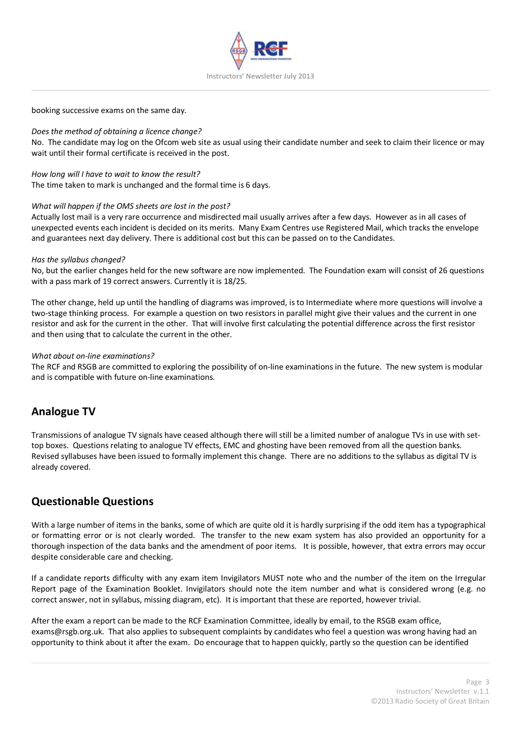booking successive exams on the same day.

*Does the method of obtaining a licence change?*
No. The candidate may log on the Ofcom web site as usual using their candidate number and seek to claim their licence or may wait until their formal certificate is received in the post.

*How long will I have to wait to know the result?*
The time taken to mark is unchanged and the formal time is 6 days.

*What will happen if the OMS sheets are lost in the post?*
Actually lost mail is a very rare occurrence and misdirected mail usually arrives after a few days. However as in all cases of unexpected events each incident is decided on its merits. Many Exam Centres use Registered Mail, which tracks the envelope and guarantees next day delivery. There is additional cost but this can be passed on to the Candidates.

*Has the syllabus changed?*
No, but the earlier changes held for the new software are now implemented. The Foundation exam will consist of 26 questions with a pass mark of 19 correct answers. Currently it is 18/25.

The other change, held up until the handling of diagrams was improved, is to Intermediate where more questions will involve a two-stage thinking process. For example a question on two resistors in parallel might give their values and the current in one resistor and ask for the current in the other. That will involve first calculating the potential difference across the first resistor and then using that to calculate the current in the other.

*What about on-line examinations?*
The RCF and RSGB are committed to exploring the possibility of on-line examinations in the future. The new system is modular and is compatible with future on-line examinations.

## Analogue TV

Transmissions of analogue TV signals have ceased although there will still be a limited number of analogue TVs in use with set-top boxes. Questions relating to analogue TV effects, EMC and ghosting have been removed from all the question banks. Revised syllabuses have been issued to formally implement this change. There are no additions to the syllabus as digital TV is already covered.

## Questionable Questions

With a large number of items in the banks, some of which are quite old it is hardly surprising if the odd item has a typographical or formatting error or is not clearly worded. The transfer to the new exam system has also provided an opportunity for a thorough inspection of the data banks and the amendment of poor items. It is possible, however, that extra errors may occur despite considerable care and checking.

If a candidate reports difficulty with any exam item Invigilators MUST note who and the number of the item on the Irregular Report page of the Examination Booklet. Invigilators should note the item number and what is considered wrong (e.g. no correct answer, not in syllabus, missing diagram, etc). It is important that these are reported, however trivial.

After the exam a report can be made to the RCF Examination Committee, ideally by email, to the RSGB exam office, exams@rsgb.org.uk. That also applies to subsequent complaints by candidates who feel a question was wrong having had an opportunity to think about it after the exam. Do encourage that to happen quickly, partly so the question can be identified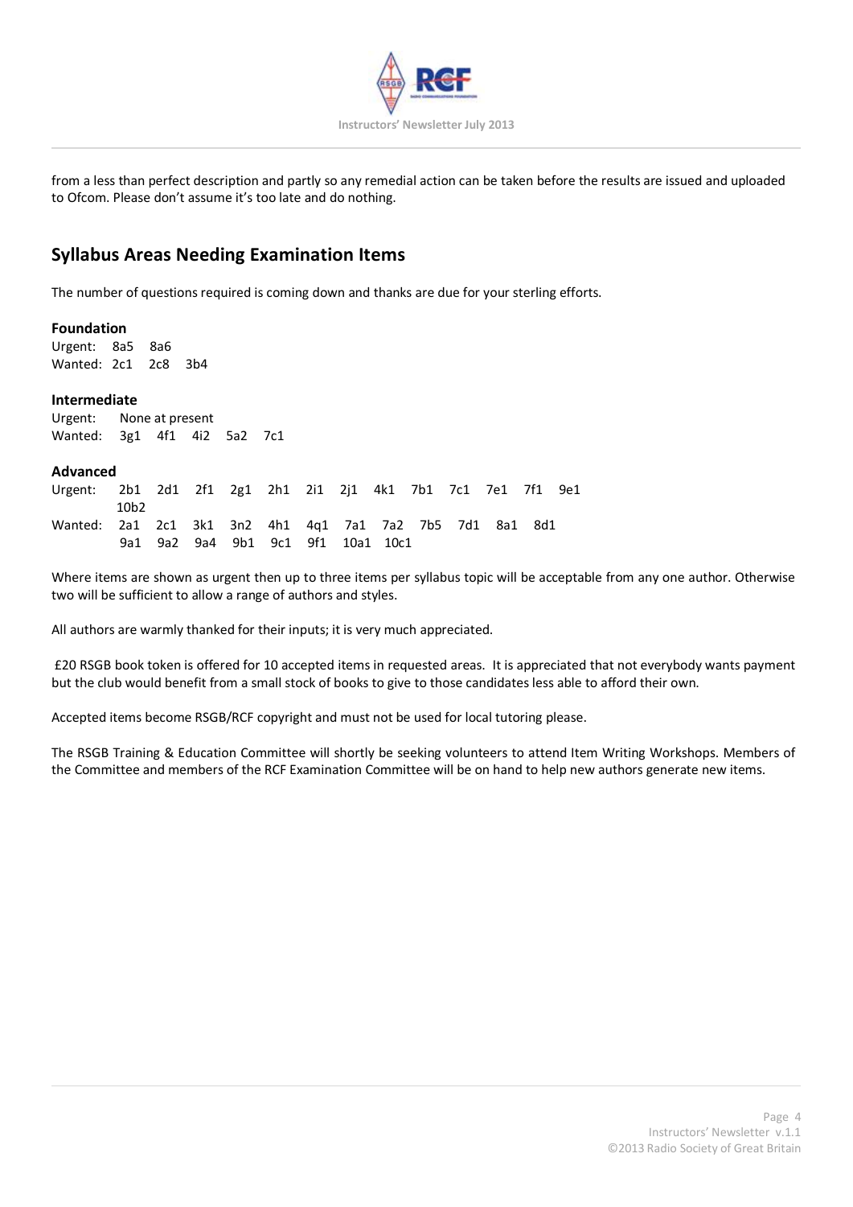from a less than perfect description and partly so any remedial action can be taken before the results are issued and uploaded to Ofcom. Please don't assume it's too late and do nothing.

## Syllabus Areas Needing Examination Items

The number of questions required is coming down and thanks are due for your sterling efforts.

**Foundation**

Urgent: 8a5 8a6
Wanted: 2c1 2c8 3b4

**Intermediate**

Urgent: None at present
Wanted: 3g1 4f1 4i2 5a2 7c1

**Advanced**

Urgent: 2b1 2d1 2f1 2g1 2h1 2i1 2j1 4k1 7b1 7c1 7e1 7f1 9e1 10b2
Wanted: 2a1 2c1 3k1 3n2 4h1 4q1 7a1 7a2 7b5 7d1 8a1 8d1 9a1 9a2 9a4 9b1 9c1 9f1 10a1 10c1

Where items are shown as urgent then up to three items per syllabus topic will be acceptable from any one author. Otherwise two will be sufficient to allow a range of authors and styles.

All authors are warmly thanked for their inputs; it is very much appreciated.

£20 RSGB book token is offered for 10 accepted items in requested areas. It is appreciated that not everybody wants payment but the club would benefit from a small stock of books to give to those candidates less able to afford their own.

Accepted items become RSGB/RCF copyright and must not be used for local tutoring please.

The RSGB Training & Education Committee will shortly be seeking volunteers to attend Item Writing Workshops. Members of the Committee and members of the RCF Examination Committee will be on hand to help new authors generate new items.